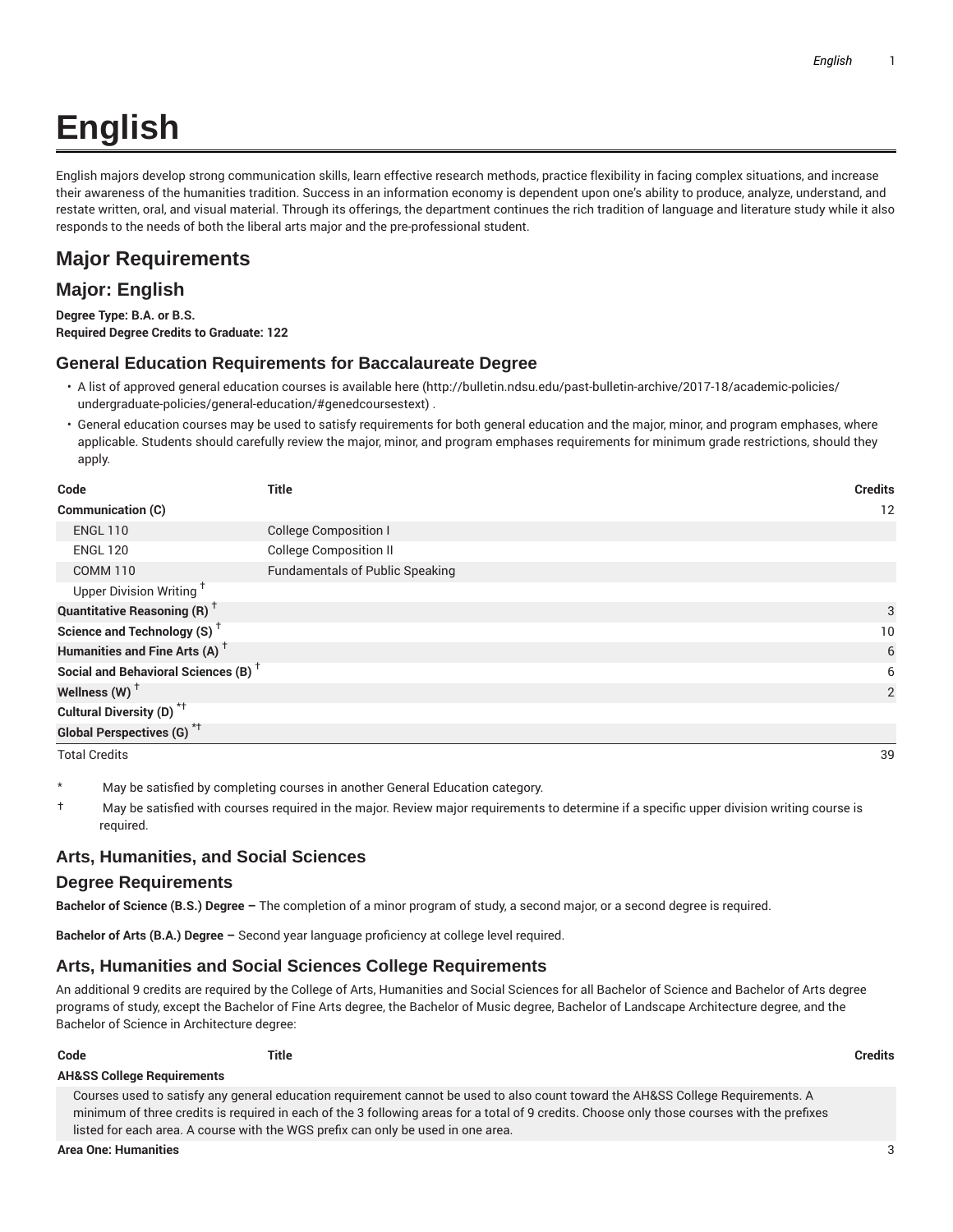# English

English majors develop strong communication skills, learn effective research methods, practice flexibility in facing complex situations, and increase their awareness of the humanities tradition. Success in an information economy is dependent upon one's ability to produce, analyze, understand, and restate written, oral, and visual material. Through its offerings, the department continues the rich tradition of language and literature study while it also responds to the needs of both the liberal arts major and the pre-professional student.

## Major Requirements

## Major: English

**Degree Type: B.A. or B.S.**
**Required Degree Credits to Graduate: 122**

### General Education Requirements for Baccalaureate Degree

- A list of approved general education courses is available here (http://bulletin.ndsu.edu/past-bulletin-archive/2017-18/academic-policies/undergraduate-policies/general-education/#genedcoursestext) .
- General education courses may be used to satisfy requirements for both general education and the major, minor, and program emphases, where applicable. Students should carefully review the major, minor, and program emphases requirements for minimum grade restrictions, should they apply.

| Code | Title | Credits |
|---|---|---|
| **Communication (C)** | | 12 |
| ENGL 110 | College Composition I | |
| ENGL 120 | College Composition II | |
| COMM 110 | Fundamentals of Public Speaking | |
| Upper Division Writing † | | |
| **Quantitative Reasoning (R) †** | | 3 |
| **Science and Technology (S) †** | | 10 |
| **Humanities and Fine Arts (A) †** | | 6 |
| **Social and Behavioral Sciences (B) †** | | 6 |
| **Wellness (W) †** | | 2 |
| **Cultural Diversity (D) *†** | | |
| **Global Perspectives (G) *†** | | |
| Total Credits | | 39 |

\* May be satisfied by completing courses in another General Education category.

† May be satisfied with courses required in the major. Review major requirements to determine if a specific upper division writing course is required.

### Arts, Humanities, and Social Sciences

### Degree Requirements

**Bachelor of Science (B.S.) Degree –** The completion of a minor program of study, a second major, or a second degree is required.

**Bachelor of Arts (B.A.) Degree –** Second year language proficiency at college level required.

### Arts, Humanities and Social Sciences College Requirements

An additional 9 credits are required by the College of Arts, Humanities and Social Sciences for all Bachelor of Science and Bachelor of Arts degree programs of study, except the Bachelor of Fine Arts degree, the Bachelor of Music degree, Bachelor of Landscape Architecture degree, and the Bachelor of Science in Architecture degree:

| Code | Title | Credits |
|---|---|---|
| **AH&SS College Requirements** | | |
| Courses used to satisfy any general education requirement cannot be used to also count toward the AH&SS College Requirements. A minimum of three credits is required in each of the 3 following areas for a total of 9 credits. Choose only those courses with the prefixes listed for each area. A course with the WGS prefix can only be used in one area. | | |
| **Area One: Humanities** | | 3 |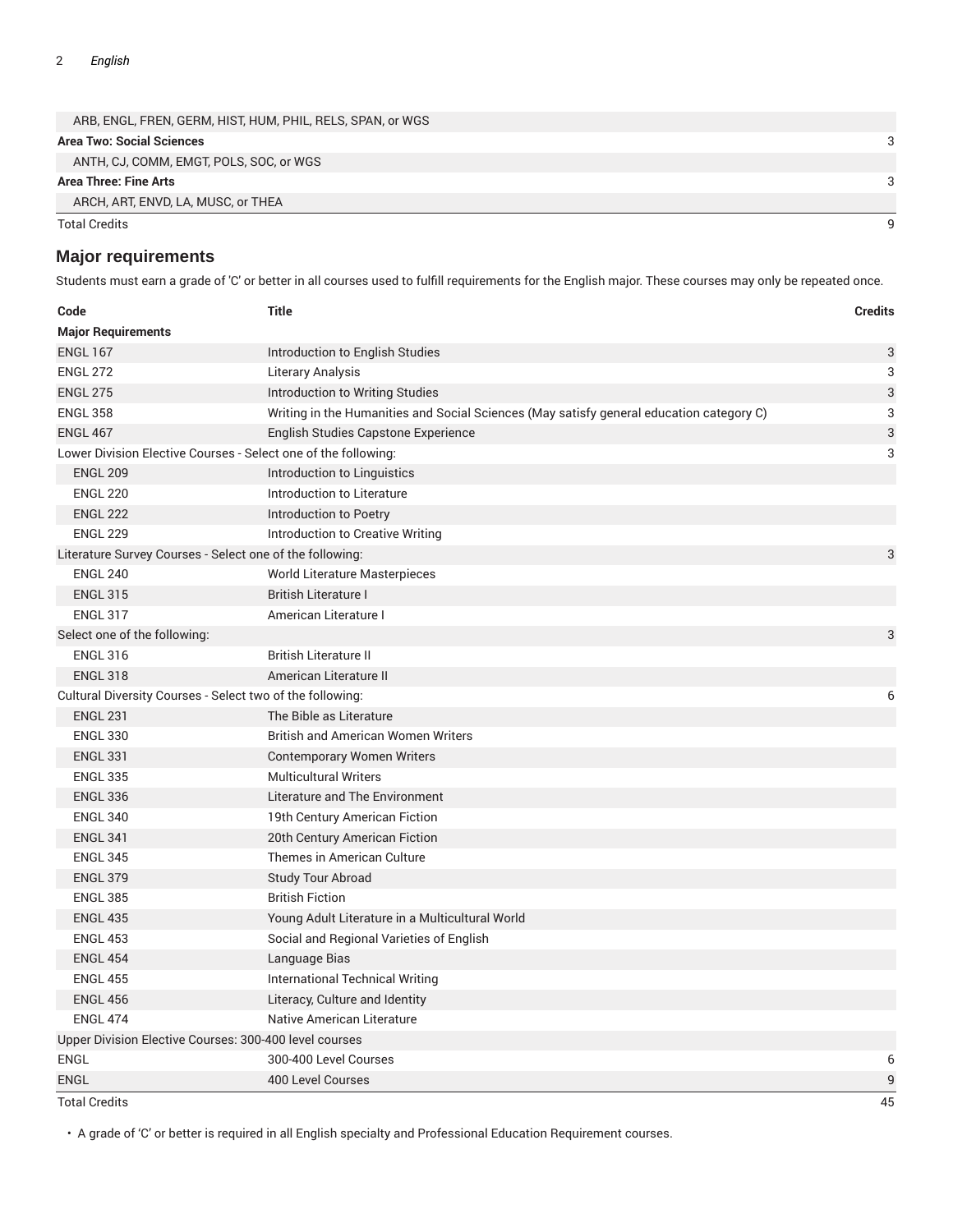| | |
|---|---|
| ARB, ENGL, FREN, GERM, HIST, HUM, PHIL, RELS, SPAN, or WGS | |
| **Area Two: Social Sciences** | 3 |
| ANTH, CJ, COMM, EMGT, POLS, SOC, or WGS | |
| **Area Three: Fine Arts** | 3 |
| ARCH, ART, ENVD, LA, MUSC, or THEA | |
| Total Credits | 9 |

## Major requirements

Students must earn a grade of 'C' or better in all courses used to fulfill requirements for the English major. These courses may only be repeated once.

| Code | Title | Credits |
|---|---|---|
| **Major Requirements** | | |
| ENGL 167 | Introduction to English Studies | 3 |
| ENGL 272 | Literary Analysis | 3 |
| ENGL 275 | Introduction to Writing Studies | 3 |
| ENGL 358 | Writing in the Humanities and Social Sciences (May satisfy general education category C) | 3 |
| ENGL 467 | English Studies Capstone Experience | 3 |
| Lower Division Elective Courses - Select one of the following: | | 3 |
| ENGL 209 | Introduction to Linguistics | |
| ENGL 220 | Introduction to Literature | |
| ENGL 222 | Introduction to Poetry | |
| ENGL 229 | Introduction to Creative Writing | |
| Literature Survey Courses - Select one of the following: | | 3 |
| ENGL 240 | World Literature Masterpieces | |
| ENGL 315 | British Literature I | |
| ENGL 317 | American Literature I | |
| Select one of the following: | | 3 |
| ENGL 316 | British Literature II | |
| ENGL 318 | American Literature II | |
| Cultural Diversity Courses - Select two of the following: | | 6 |
| ENGL 231 | The Bible as Literature | |
| ENGL 330 | British and American Women Writers | |
| ENGL 331 | Contemporary Women Writers | |
| ENGL 335 | Multicultural Writers | |
| ENGL 336 | Literature and The Environment | |
| ENGL 340 | 19th Century American Fiction | |
| ENGL 341 | 20th Century American Fiction | |
| ENGL 345 | Themes in American Culture | |
| ENGL 379 | Study Tour Abroad | |
| ENGL 385 | British Fiction | |
| ENGL 435 | Young Adult Literature in a Multicultural World | |
| ENGL 453 | Social and Regional Varieties of English | |
| ENGL 454 | Language Bias | |
| ENGL 455 | International Technical Writing | |
| ENGL 456 | Literacy, Culture and Identity | |
| ENGL 474 | Native American Literature | |
| Upper Division Elective Courses: 300-400 level courses | | |
| ENGL | 300-400 Level Courses | 6 |
| ENGL | 400 Level Courses | 9 |
| Total Credits | | 45 |

- A grade of 'C' or better is required in all English specialty and Professional Education Requirement courses.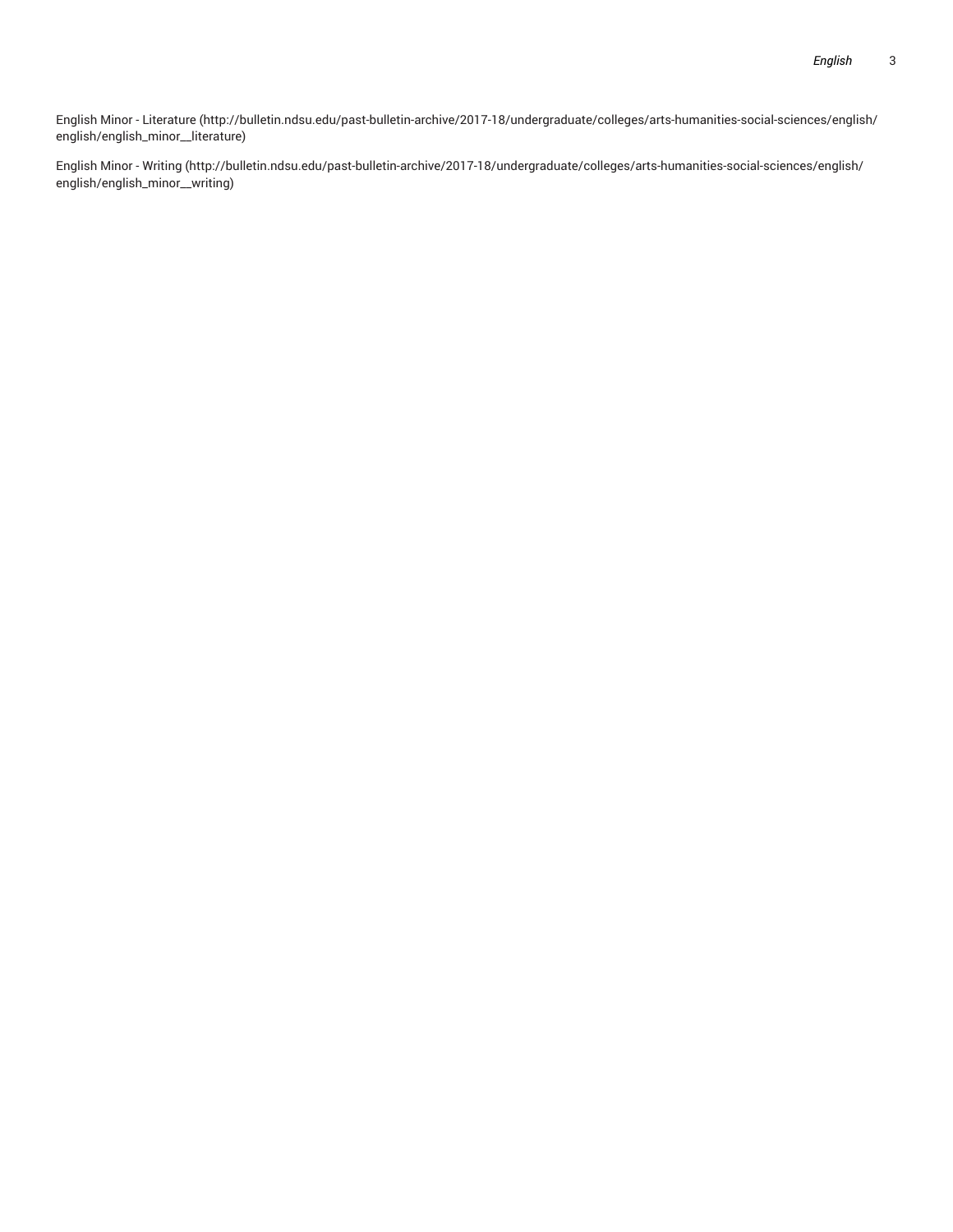English Minor - Literature (http://bulletin.ndsu.edu/past-bulletin-archive/2017-18/undergraduate/colleges/arts-humanities-social-sciences/english/english/english_minor__literature)

English Minor - Writing (http://bulletin.ndsu.edu/past-bulletin-archive/2017-18/undergraduate/colleges/arts-humanities-social-sciences/english/english/english_minor__writing)